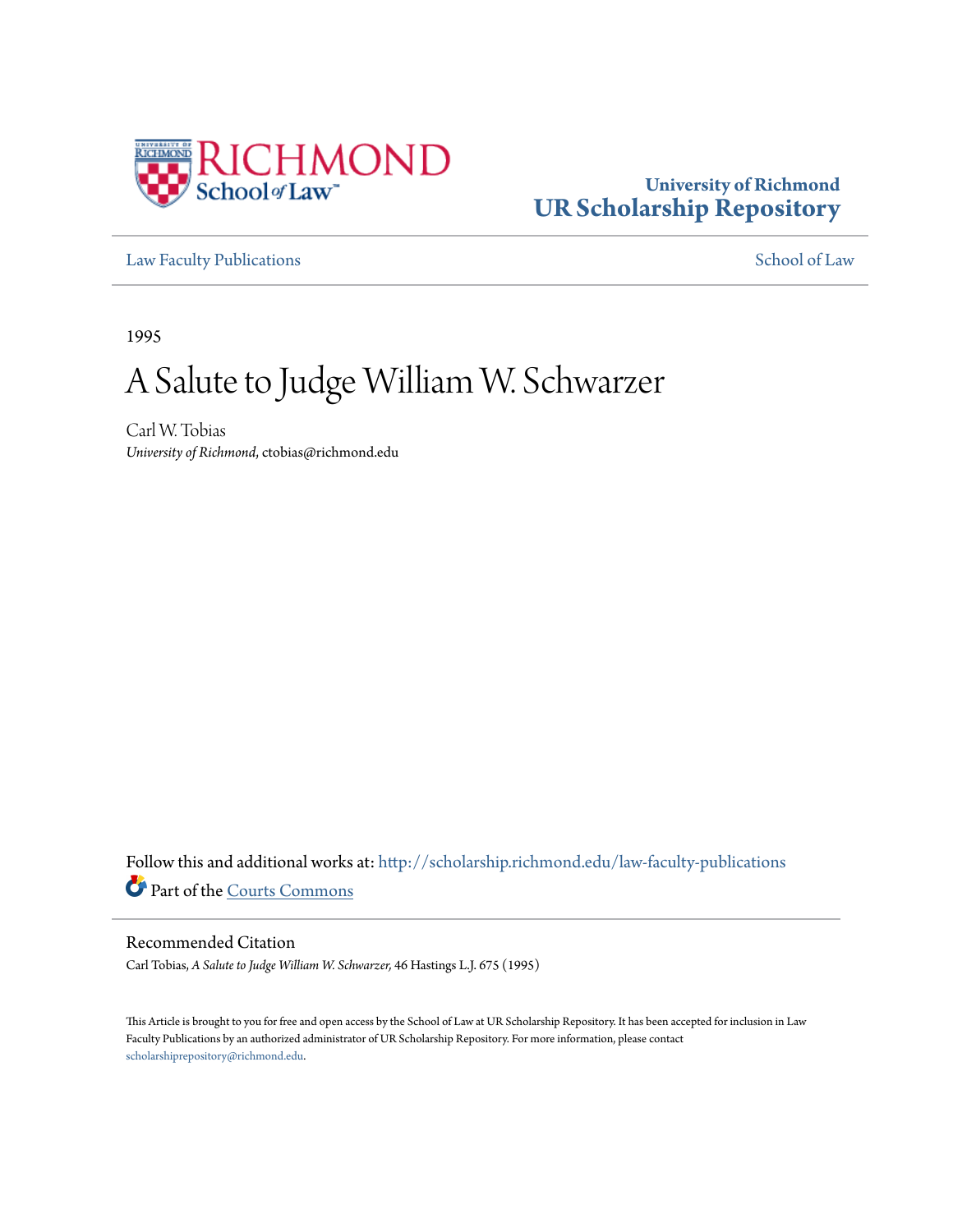University of Richmond
# UR Scholarship Repository

Law Faculty Publications | School of Law

1995

# A Salute to Judge William W. Schwarzer

Carl W. Tobias
*University of Richmond*, ctobias@richmond.edu

Follow this and additional works at: http://scholarship.richmond.edu/law-faculty-publications

Part of the Courts Commons

## Recommended Citation

Carl Tobias, *A Salute to Judge William W. Schwarzer,* 46 Hastings L.J. 675 (1995)

This Article is brought to you for free and open access by the School of Law at UR Scholarship Repository. It has been accepted for inclusion in Law Faculty Publications by an authorized administrator of UR Scholarship Repository. For more information, please contact scholarshiprepository@richmond.edu.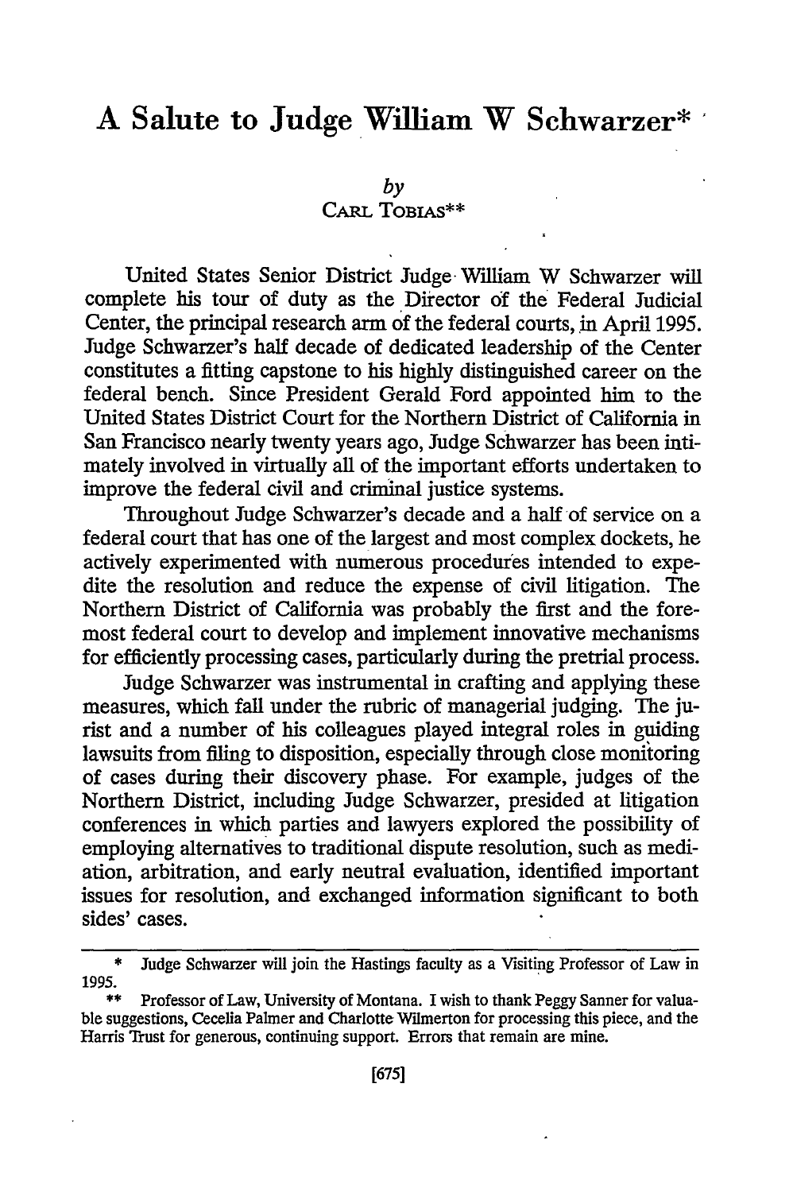# A Salute to Judge William W Schwarzer*

*by*
CARL TOBIAS**

United States Senior District Judge William W Schwarzer will complete his tour of duty as the Director of the Federal Judicial Center, the principal research arm of the federal courts, in April 1995. Judge Schwarzer's half decade of dedicated leadership of the Center constitutes a fitting capstone to his highly distinguished career on the federal bench. Since President Gerald Ford appointed him to the United States District Court for the Northern District of California in San Francisco nearly twenty years ago, Judge Schwarzer has been intimately involved in virtually all of the important efforts undertaken to improve the federal civil and criminal justice systems.

Throughout Judge Schwarzer's decade and a half of service on a federal court that has one of the largest and most complex dockets, he actively experimented with numerous procedures intended to expedite the resolution and reduce the expense of civil litigation. The Northern District of California was probably the first and the foremost federal court to develop and implement innovative mechanisms for efficiently processing cases, particularly during the pretrial process.

Judge Schwarzer was instrumental in crafting and applying these measures, which fall under the rubric of managerial judging. The jurist and a number of his colleagues played integral roles in guiding lawsuits from filing to disposition, especially through close monitoring of cases during their discovery phase. For example, judges of the Northern District, including Judge Schwarzer, presided at litigation conferences in which parties and lawyers explored the possibility of employing alternatives to traditional dispute resolution, such as mediation, arbitration, and early neutral evaluation, identified important issues for resolution, and exchanged information significant to both sides' cases.

---

\* Judge Schwarzer will join the Hastings faculty as a Visiting Professor of Law in 1995.

\*\* Professor of Law, University of Montana. I wish to thank Peggy Sanner for valuable suggestions, Cecelia Palmer and Charlotte Wilmerton for processing this piece, and the Harris Trust for generous, continuing support. Errors that remain are mine.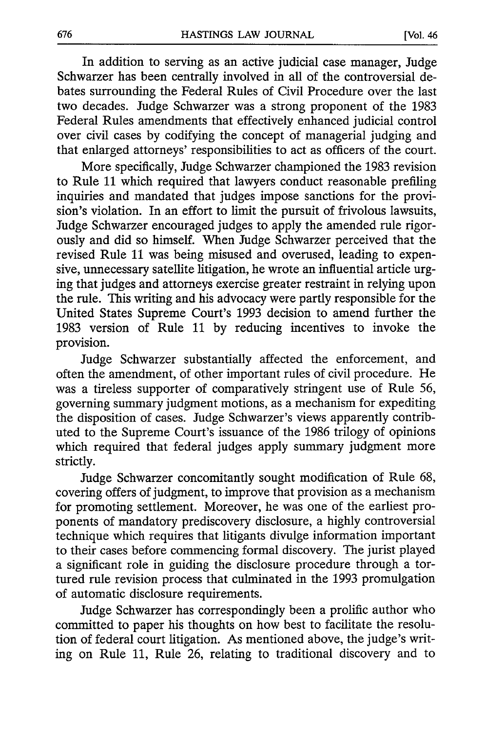In addition to serving as an active judicial case manager, Judge Schwarzer has been centrally involved in all of the controversial debates surrounding the Federal Rules of Civil Procedure over the last two decades. Judge Schwarzer was a strong proponent of the 1983 Federal Rules amendments that effectively enhanced judicial control over civil cases by codifying the concept of managerial judging and that enlarged attorneys' responsibilities to act as officers of the court.

More specifically, Judge Schwarzer championed the 1983 revision to Rule 11 which required that lawyers conduct reasonable prefiling inquiries and mandated that judges impose sanctions for the provision's violation. In an effort to limit the pursuit of frivolous lawsuits, Judge Schwarzer encouraged judges to apply the amended rule rigorously and did so himself. When Judge Schwarzer perceived that the revised Rule 11 was being misused and overused, leading to expensive, unnecessary satellite litigation, he wrote an influential article urging that judges and attorneys exercise greater restraint in relying upon the rule. This writing and his advocacy were partly responsible for the United States Supreme Court's 1993 decision to amend further the 1983 version of Rule 11 by reducing incentives to invoke the provision.

Judge Schwarzer substantially affected the enforcement, and often the amendment, of other important rules of civil procedure. He was a tireless supporter of comparatively stringent use of Rule 56, governing summary judgment motions, as a mechanism for expediting the disposition of cases. Judge Schwarzer's views apparently contributed to the Supreme Court's issuance of the 1986 trilogy of opinions which required that federal judges apply summary judgment more strictly.

Judge Schwarzer concomitantly sought modification of Rule 68, covering offers of judgment, to improve that provision as a mechanism for promoting settlement. Moreover, he was one of the earliest proponents of mandatory prediscovery disclosure, a highly controversial technique which requires that litigants divulge information important to their cases before commencing formal discovery. The jurist played a significant role in guiding the disclosure procedure through a tortured rule revision process that culminated in the 1993 promulgation of automatic disclosure requirements.

Judge Schwarzer has correspondingly been a prolific author who committed to paper his thoughts on how best to facilitate the resolution of federal court litigation. As mentioned above, the judge's writing on Rule 11, Rule 26, relating to traditional discovery and to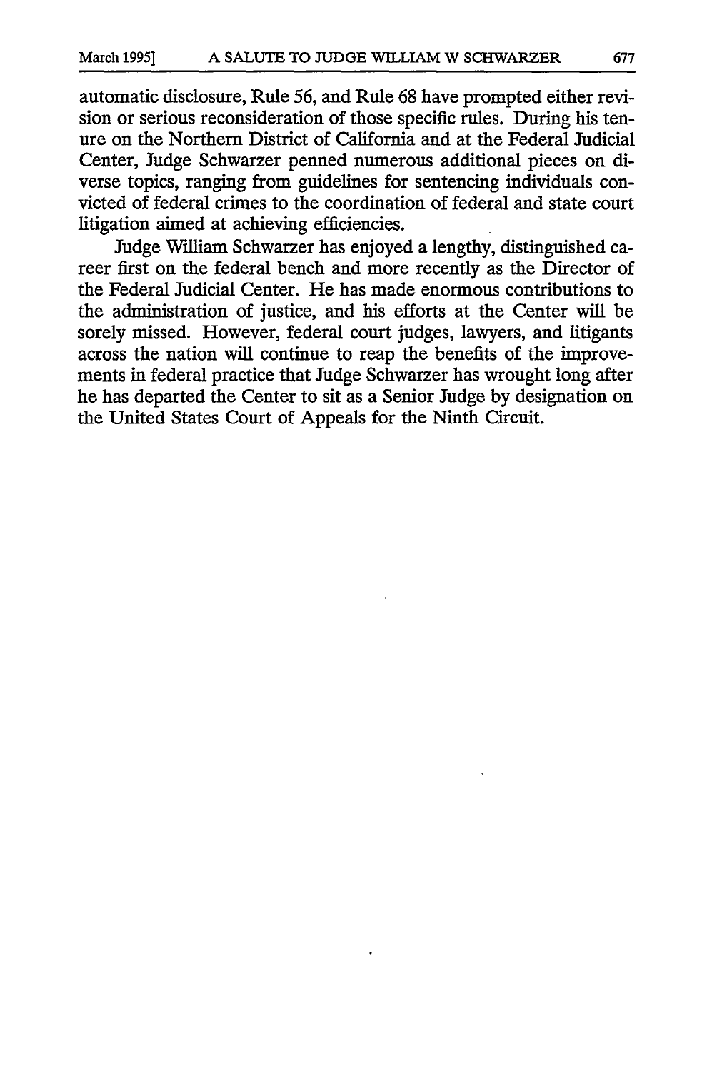automatic disclosure, Rule 56, and Rule 68 have prompted either revision or serious reconsideration of those specific rules. During his tenure on the Northern District of California and at the Federal Judicial Center, Judge Schwarzer penned numerous additional pieces on diverse topics, ranging from guidelines for sentencing individuals convicted of federal crimes to the coordination of federal and state court litigation aimed at achieving efficiencies.

Judge William Schwarzer has enjoyed a lengthy, distinguished career first on the federal bench and more recently as the Director of the Federal Judicial Center. He has made enormous contributions to the administration of justice, and his efforts at the Center will be sorely missed. However, federal court judges, lawyers, and litigants across the nation will continue to reap the benefits of the improvements in federal practice that Judge Schwarzer has wrought long after he has departed the Center to sit as a Senior Judge by designation on the United States Court of Appeals for the Ninth Circuit.